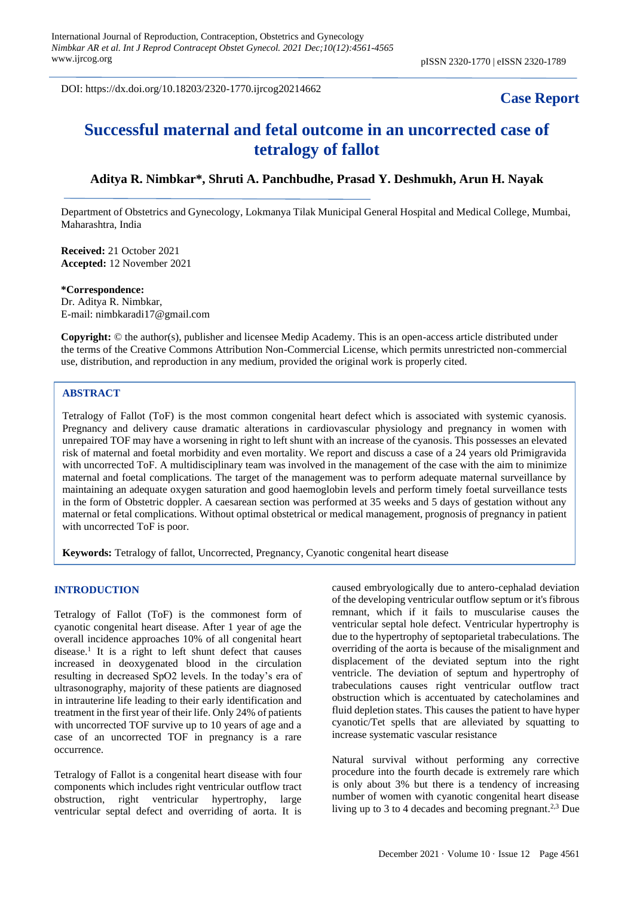DOI: https://dx.doi.org/10.18203/2320-1770.ijrcog20214662

**Case Report**

# Successful maternal and fetal outcome in an uncorrected case of tetralogy of fallot

**Aditya R. Nimbkar*, Shruti A. Panchbudhe, Prasad Y. Deshmukh, Arun H. Nayak**

Department of Obstetrics and Gynecology, Lokmanya Tilak Municipal General Hospital and Medical College, Mumbai, Maharashtra, India

**Received:** 21 October 2021
**Accepted:** 12 November 2021

***Correspondence:**
Dr. Aditya R. Nimbkar,
E-mail: nimbkaradi17@gmail.com

**Copyright:** © the author(s), publisher and licensee Medip Academy. This is an open-access article distributed under the terms of the Creative Commons Attribution Non-Commercial License, which permits unrestricted non-commercial use, distribution, and reproduction in any medium, provided the original work is properly cited.

## ABSTRACT

Tetralogy of Fallot (ToF) is the most common congenital heart defect which is associated with systemic cyanosis. Pregnancy and delivery cause dramatic alterations in cardiovascular physiology and pregnancy in women with unrepaired TOF may have a worsening in right to left shunt with an increase of the cyanosis. This possesses an elevated risk of maternal and foetal morbidity and even mortality. We report and discuss a case of a 24 years old Primigravida with uncorrected ToF. A multidisciplinary team was involved in the management of the case with the aim to minimize maternal and foetal complications. The target of the management was to perform adequate maternal surveillance by maintaining an adequate oxygen saturation and good haemoglobin levels and perform timely foetal surveillance tests in the form of Obstetric doppler. A caesarean section was performed at 35 weeks and 5 days of gestation without any maternal or fetal complications. Without optimal obstetrical or medical management, prognosis of pregnancy in patient with uncorrected ToF is poor.

**Keywords:** Tetralogy of fallot, Uncorrected, Pregnancy, Cyanotic congenital heart disease

## INTRODUCTION

Tetralogy of Fallot (ToF) is the commonest form of cyanotic congenital heart disease. After 1 year of age the overall incidence approaches 10% of all congenital heart disease.[1] It is a right to left shunt defect that causes increased in deoxygenated blood in the circulation resulting in decreased SpO2 levels. In the today's era of ultrasonography, majority of these patients are diagnosed in intrauterine life leading to their early identification and treatment in the first year of their life. Only 24% of patients with uncorrected TOF survive up to 10 years of age and a case of an uncorrected TOF in pregnancy is a rare occurrence.

Tetralogy of Fallot is a congenital heart disease with four components which includes right ventricular outflow tract obstruction, right ventricular hypertrophy, large ventricular septal defect and overriding of aorta. It is caused embryologically due to antero-cephalad deviation of the developing ventricular outflow septum or it's fibrous remnant, which if it fails to muscularise causes the ventricular septal hole defect. Ventricular hypertrophy is due to the hypertrophy of septoparietal trabeculations. The overriding of the aorta is because of the misalignment and displacement of the deviated septum into the right ventricle. The deviation of septum and hypertrophy of trabeculations causes right ventricular outflow tract obstruction which is accentuated by catecholamines and fluid depletion states. This causes the patient to have hyper cyanotic/Tet spells that are alleviated by squatting to increase systematic vascular resistance

Natural survival without performing any corrective procedure into the fourth decade is extremely rare which is only about 3% but there is a tendency of increasing number of women with cyanotic congenital heart disease living up to 3 to 4 decades and becoming pregnant.[2,3] Due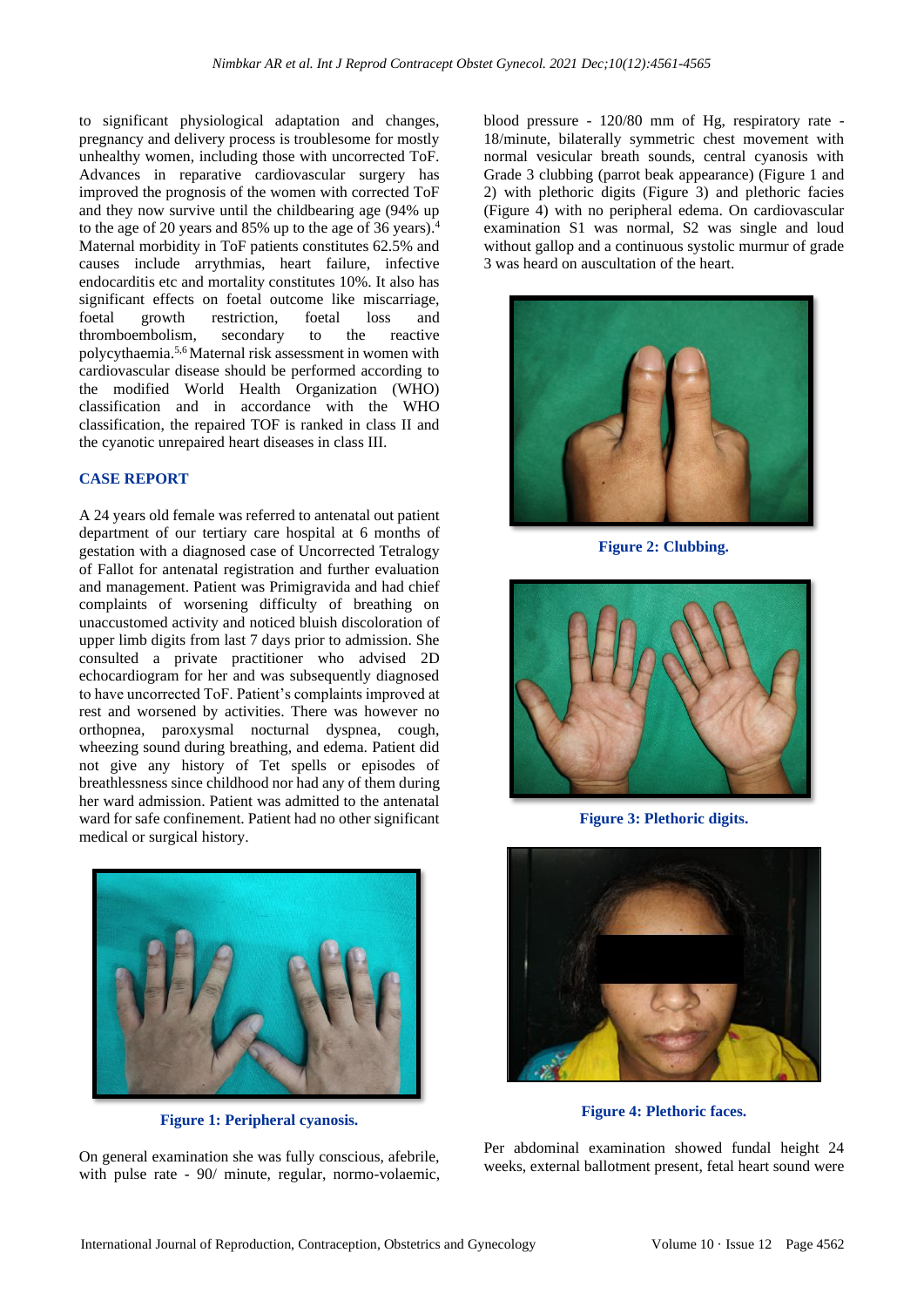to significant physiological adaptation and changes, pregnancy and delivery process is troublesome for mostly unhealthy women, including those with uncorrected ToF. Advances in reparative cardiovascular surgery has improved the prognosis of the women with corrected ToF and they now survive until the childbearing age (94% up to the age of 20 years and 85% up to the age of 36 years).[4] Maternal morbidity in ToF patients constitutes 62.5% and causes include arrythmias, heart failure, infective endocarditis etc and mortality constitutes 10%. It also has significant effects on foetal outcome like miscarriage, foetal growth restriction, foetal loss and thromboembolism, secondary to the reactive polycythaemia.[5,6] Maternal risk assessment in women with cardiovascular disease should be performed according to the modified World Health Organization (WHO) classification and in accordance with the WHO classification, the repaired TOF is ranked in class II and the cyanotic unrepaired heart diseases in class III.

## CASE REPORT

A 24 years old female was referred to antenatal out patient department of our tertiary care hospital at 6 months of gestation with a diagnosed case of Uncorrected Tetralogy of Fallot for antenatal registration and further evaluation and management. Patient was Primigravida and had chief complaints of worsening difficulty of breathing on unaccustomed activity and noticed bluish discoloration of upper limb digits from last 7 days prior to admission. She consulted a private practitioner who advised 2D echocardiogram for her and was subsequently diagnosed to have uncorrected ToF. Patient's complaints improved at rest and worsened by activities. There was however no orthopnea, paroxysmal nocturnal dyspnea, cough, wheezing sound during breathing, and edema. Patient did not give any history of Tet spells or episodes of breathlessness since childhood nor had any of them during her ward admission. Patient was admitted to the antenatal ward for safe confinement. Patient had no other significant medical or surgical history.

**Figure 1: Peripheral cyanosis.**

On general examination she was fully conscious, afebrile, with pulse rate - 90/ minute, regular, normo-volaemic, blood pressure - 120/80 mm of Hg, respiratory rate - 18/minute, bilaterally symmetric chest movement with normal vesicular breath sounds, central cyanosis with Grade 3 clubbing (parrot beak appearance) (Figure 1 and 2) with plethoric digits (Figure 3) and plethoric facies (Figure 4) with no peripheral edema. On cardiovascular examination S1 was normal, S2 was single and loud without gallop and a continuous systolic murmur of grade 3 was heard on auscultation of the heart.

**Figure 2: Clubbing.**

**Figure 3: Plethoric digits.**

**Figure 4: Plethoric faces.**

Per abdominal examination showed fundal height 24 weeks, external ballotment present, fetal heart sound were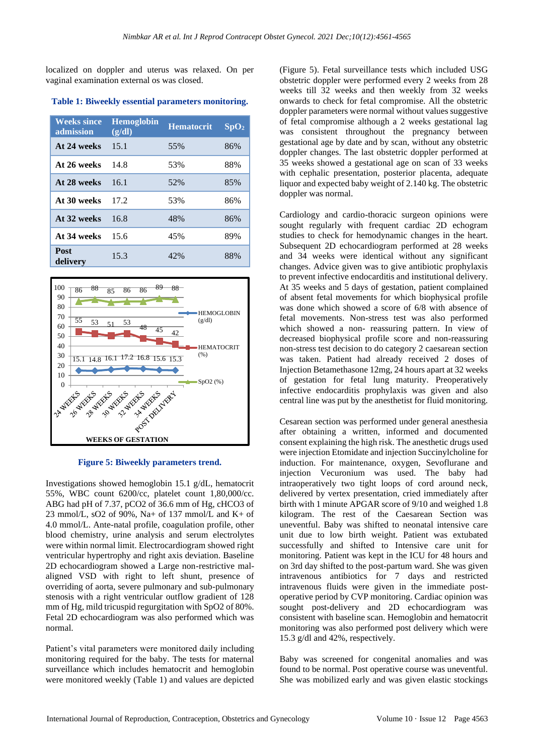localized on doppler and uterus was relaxed. On per vaginal examination external os was closed.

**Table 1: Biweekly essential parameters monitoring.**

| Weeks since admission | Hemoglobin (g/dl) | Hematocrit | $SpO_2$ |
|---|---|---|---|
| At 24 weeks | 15.1 | 55% | 86% |
| At 26 weeks | 14.8 | 53% | 88% |
| At 28 weeks | 16.1 | 52% | 85% |
| At 30 weeks | 17.2 | 53% | 86% |
| At 32 weeks | 16.8 | 48% | 86% |
| At 34 weeks | 15.6 | 45% | 89% |
| Post delivery | 15.3 | 42% | 88% |

**Figure 5: Biweekly parameters trend.**

Investigations showed hemoglobin 15.1 g/dL, hematocrit 55%, WBC count 6200/cc, platelet count 1,80,000/cc. ABG had pH of 7.37, pCO2 of 36.6 mm of Hg, cHCO3 of 23 mmol/L, sO2 of 90%, Na+ of 137 mmol/L and K+ of 4.0 mmol/L. Ante-natal profile, coagulation profile, other blood chemistry, urine analysis and serum electrolytes were within normal limit. Electrocardiogram showed right ventricular hypertrophy and right axis deviation. Baseline 2D echocardiogram showed a Large non-restrictive mal-aligned VSD with right to left shunt, presence of overriding of aorta, severe pulmonary and sub-pulmonary stenosis with a right ventricular outflow gradient of 128 mm of Hg, mild tricuspid regurgitation with SpO2 of 80%. Fetal 2D echocardiogram was also performed which was normal.

Patient's vital parameters were monitored daily including monitoring required for the baby. The tests for maternal surveillance which includes hematocrit and hemoglobin were monitored weekly (Table 1) and values are depicted (Figure 5). Fetal surveillance tests which included USG obstetric doppler were performed every 2 weeks from 28 weeks till 32 weeks and then weekly from 32 weeks onwards to check for fetal compromise. All the obstetric doppler parameters were normal without values suggestive of fetal compromise although a 2 weeks gestational lag was consistent throughout the pregnancy between gestational age by date and by scan, without any obstetric doppler changes. The last obstetric doppler performed at 35 weeks showed a gestational age on scan of 33 weeks with cephalic presentation, posterior placenta, adequate liquor and expected baby weight of 2.140 kg. The obstetric doppler was normal.

Cardiology and cardio-thoracic surgeon opinions were sought regularly with frequent cardiac 2D echogram studies to check for hemodynamic changes in the heart. Subsequent 2D echocardiogram performed at 28 weeks and 34 weeks were identical without any significant changes. Advice given was to give antibiotic prophylaxis to prevent infective endocarditis and institutional delivery. At 35 weeks and 5 days of gestation, patient complained of absent fetal movements for which biophysical profile was done which showed a score of 6/8 with absence of fetal movements. Non-stress test was also performed which showed a non- reassuring pattern. In view of decreased biophysical profile score and non-reassuring non-stress test decision to do category 2 caesarean section was taken. Patient had already received 2 doses of Injection Betamethasone 12mg, 24 hours apart at 32 weeks of gestation for fetal lung maturity. Preoperatively infective endocarditis prophylaxis was given and also central line was put by the anesthetist for fluid monitoring.

Cesarean section was performed under general anesthesia after obtaining a written, informed and documented consent explaining the high risk. The anesthetic drugs used were injection Etomidate and injection Succinylcholine for induction. For maintenance, oxygen, Sevoflurane and injection Vecuronium was used. The baby had intraoperatively two tight loops of cord around neck, delivered by vertex presentation, cried immediately after birth with 1 minute APGAR score of 9/10 and weighed 1.8 kilogram. The rest of the Caesarean Section was uneventful. Baby was shifted to neonatal intensive care unit due to low birth weight. Patient was extubated successfully and shifted to Intensive care unit for monitoring. Patient was kept in the ICU for 48 hours and on 3rd day shifted to the post-partum ward. She was given intravenous antibiotics for 7 days and restricted intravenous fluids were given in the immediate post-operative period by CVP monitoring. Cardiac opinion was sought post-delivery and 2D echocardiogram was consistent with baseline scan. Hemoglobin and hematocrit monitoring was also performed post delivery which were 15.3 g/dl and 42%, respectively.

Baby was screened for congenital anomalies and was found to be normal. Post operative course was uneventful. She was mobilized early and was given elastic stockings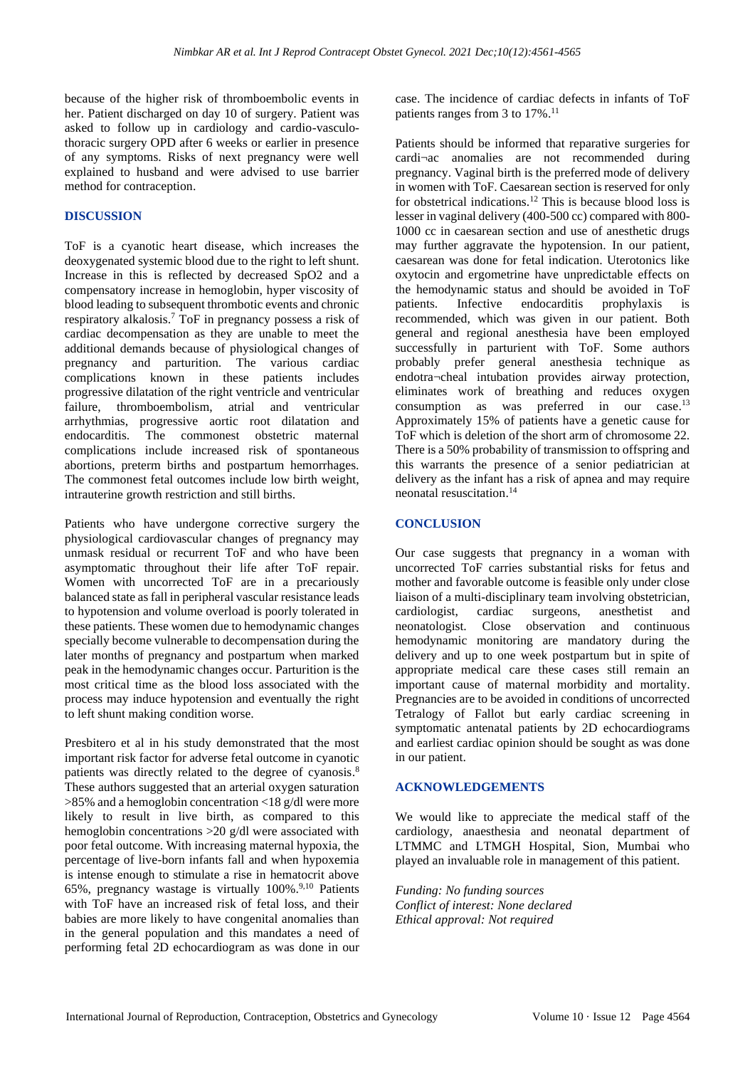because of the higher risk of thromboembolic events in her. Patient discharged on day 10 of surgery. Patient was asked to follow up in cardiology and cardio-vasculo-thoracic surgery OPD after 6 weeks or earlier in presence of any symptoms. Risks of next pregnancy were well explained to husband and were advised to use barrier method for contraception.

## DISCUSSION

ToF is a cyanotic heart disease, which increases the deoxygenated systemic blood due to the right to left shunt. Increase in this is reflected by decreased SpO2 and a compensatory increase in hemoglobin, hyper viscosity of blood leading to subsequent thrombotic events and chronic respiratory alkalosis.[7] ToF in pregnancy possess a risk of cardiac decompensation as they are unable to meet the additional demands because of physiological changes of pregnancy and parturition. The various cardiac complications known in these patients includes progressive dilatation of the right ventricle and ventricular failure, thromboembolism, atrial and ventricular arrhythmias, progressive aortic root dilatation and endocarditis. The commonest obstetric maternal complications include increased risk of spontaneous abortions, preterm births and postpartum hemorrhages. The commonest fetal outcomes include low birth weight, intrauterine growth restriction and still births.

Patients who have undergone corrective surgery the physiological cardiovascular changes of pregnancy may unmask residual or recurrent ToF and who have been asymptomatic throughout their life after ToF repair. Women with uncorrected ToF are in a precariously balanced state as fall in peripheral vascular resistance leads to hypotension and volume overload is poorly tolerated in these patients. These women due to hemodynamic changes specially become vulnerable to decompensation during the later months of pregnancy and postpartum when marked peak in the hemodynamic changes occur. Parturition is the most critical time as the blood loss associated with the process may induce hypotension and eventually the right to left shunt making condition worse.

Presbitero et al in his study demonstrated that the most important risk factor for adverse fetal outcome in cyanotic patients was directly related to the degree of cyanosis.[8] These authors suggested that an arterial oxygen saturation >85% and a hemoglobin concentration <18 g/dl were more likely to result in live birth, as compared to this hemoglobin concentrations >20 g/dl were associated with poor fetal outcome. With increasing maternal hypoxia, the percentage of live-born infants fall and when hypoxemia is intense enough to stimulate a rise in hematocrit above 65%, pregnancy wastage is virtually 100%.[9,10] Patients with ToF have an increased risk of fetal loss, and their babies are more likely to have congenital anomalies than in the general population and this mandates a need of performing fetal 2D echocardiogram as was done in our case. The incidence of cardiac defects in infants of ToF patients ranges from 3 to 17%.[11]

Patients should be informed that reparative surgeries for cardi¬ac anomalies are not recommended during pregnancy. Vaginal birth is the preferred mode of delivery in women with ToF. Caesarean section is reserved for only for obstetrical indications.[12] This is because blood loss is lesser in vaginal delivery (400-500 cc) compared with 800-1000 cc in caesarean section and use of anesthetic drugs may further aggravate the hypotension. In our patient, caesarean was done for fetal indication. Uterotonics like oxytocin and ergometrine have unpredictable effects on the hemodynamic status and should be avoided in ToF patients. Infective endocarditis prophylaxis is recommended, which was given in our patient. Both general and regional anesthesia have been employed successfully in parturient with ToF. Some authors probably prefer general anesthesia technique as endotra¬cheal intubation provides airway protection, eliminates work of breathing and reduces oxygen consumption as was preferred in our case.[13] Approximately 15% of patients have a genetic cause for ToF which is deletion of the short arm of chromosome 22. There is a 50% probability of transmission to offspring and this warrants the presence of a senior pediatrician at delivery as the infant has a risk of apnea and may require neonatal resuscitation.[14]

## CONCLUSION

Our case suggests that pregnancy in a woman with uncorrected ToF carries substantial risks for fetus and mother and favorable outcome is feasible only under close liaison of a multi-disciplinary team involving obstetrician, cardiologist, cardiac surgeons, anesthetist and neonatologist. Close observation and continuous hemodynamic monitoring are mandatory during the delivery and up to one week postpartum but in spite of appropriate medical care these cases still remain an important cause of maternal morbidity and mortality. Pregnancies are to be avoided in conditions of uncorrected Tetralogy of Fallot but early cardiac screening in symptomatic antenatal patients by 2D echocardiograms and earliest cardiac opinion should be sought as was done in our patient.

## ACKNOWLEDGEMENTS

We would like to appreciate the medical staff of the cardiology, anaesthesia and neonatal department of LTMMC and LTMGH Hospital, Sion, Mumbai who played an invaluable role in management of this patient.

*Funding: No funding sources*
*Conflict of interest: None declared*
*Ethical approval: Not required*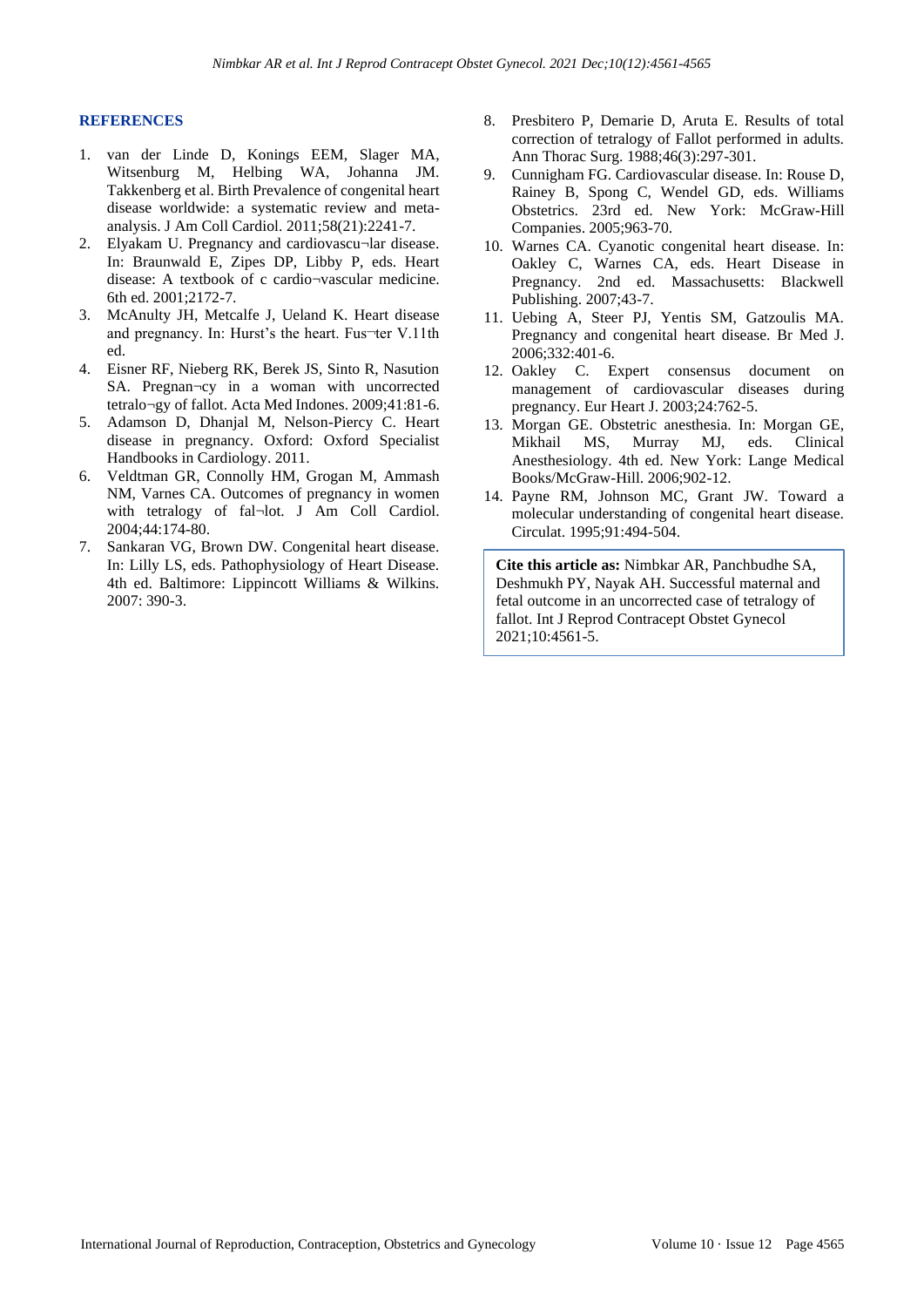## REFERENCES

1. van der Linde D, Konings EEM, Slager MA, Witsenburg M, Helbing WA, Johanna JM. Takkenberg et al. Birth Prevalence of congenital heart disease worldwide: a systematic review and meta-analysis. J Am Coll Cardiol. 2011;58(21):2241-7.
2. Elyakam U. Pregnancy and cardiovascu¬lar disease. In: Braunwald E, Zipes DP, Libby P, eds. Heart disease: A textbook of c cardio¬vascular medicine. 6th ed. 2001;2172-7.
3. McAnulty JH, Metcalfe J, Ueland K. Heart disease and pregnancy. In: Hurst's the heart. Fus¬ter V.11th ed.
4. Eisner RF, Nieberg RK, Berek JS, Sinto R, Nasution SA. Pregnan¬cy in a woman with uncorrected tetralo¬gy of fallot. Acta Med Indones. 2009;41:81-6.
5. Adamson D, Dhanjal M, Nelson-Piercy C. Heart disease in pregnancy. Oxford: Oxford Specialist Handbooks in Cardiology. 2011.
6. Veldtman GR, Connolly HM, Grogan M, Ammash NM, Varnes CA. Outcomes of pregnancy in women with tetralogy of fal¬lot. J Am Coll Cardiol. 2004;44:174-80.
7. Sankaran VG, Brown DW. Congenital heart disease. In: Lilly LS, eds. Pathophysiology of Heart Disease. 4th ed. Baltimore: Lippincott Williams & Wilkins. 2007: 390-3.
8. Presbitero P, Demarie D, Aruta E. Results of total correction of tetralogy of Fallot performed in adults. Ann Thorac Surg. 1988;46(3):297-301.
9. Cunnigham FG. Cardiovascular disease. In: Rouse D, Rainey B, Spong C, Wendel GD, eds. Williams Obstetrics. 23rd ed. New York: McGraw-Hill Companies. 2005;963-70.
10. Warnes CA. Cyanotic congenital heart disease. In: Oakley C, Warnes CA, eds. Heart Disease in Pregnancy. 2nd ed. Massachusetts: Blackwell Publishing. 2007;43-7.
11. Uebing A, Steer PJ, Yentis SM, Gatzoulis MA. Pregnancy and congenital heart disease. Br Med J. 2006;332:401-6.
12. Oakley C. Expert consensus document on management of cardiovascular diseases during pregnancy. Eur Heart J. 2003;24:762-5.
13. Morgan GE. Obstetric anesthesia. In: Morgan GE, Mikhail MS, Murray MJ, eds. Clinical Anesthesiology. 4th ed. New York: Lange Medical Books/McGraw-Hill. 2006;902-12.
14. Payne RM, Johnson MC, Grant JW. Toward a molecular understanding of congenital heart disease. Circulat. 1995;91:494-504.

**Cite this article as:** Nimbkar AR, Panchbudhe SA, Deshmukh PY, Nayak AH. Successful maternal and fetal outcome in an uncorrected case of tetralogy of fallot. Int J Reprod Contracept Obstet Gynecol 2021;10:4561-5.